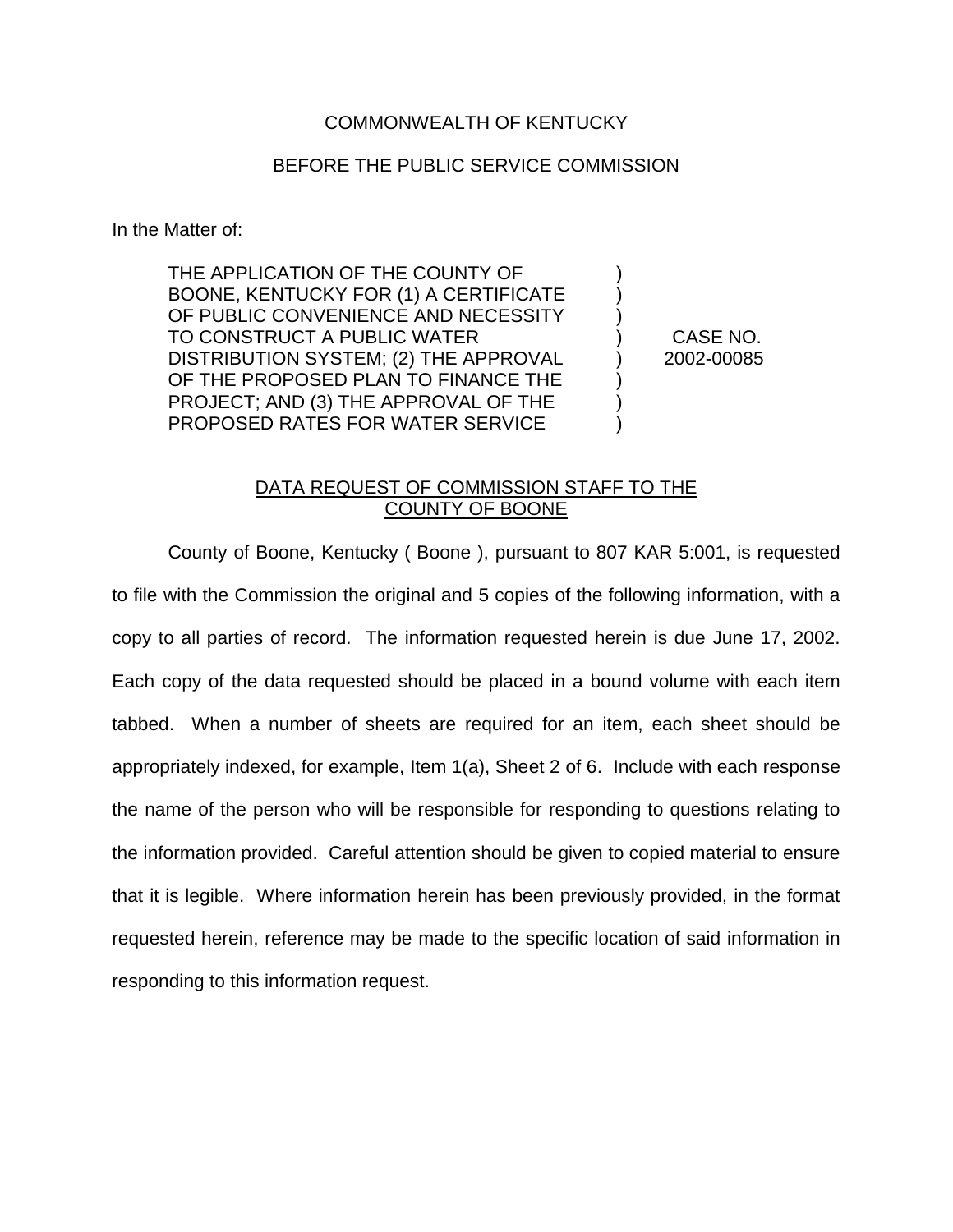COMMONWEALTH OF KENTUCKY

BEFORE THE PUBLIC SERVICE COMMISSION

In the Matter of:

| | | |
|---|---|---|
| THE APPLICATION OF THE COUNTY OF BOONE, KENTUCKY FOR (1) A CERTIFICATE OF PUBLIC CONVENIENCE AND NECESSITY TO CONSTRUCT A PUBLIC WATER DISTRIBUTION SYSTEM; (2) THE APPROVAL OF THE PROPOSED PLAN TO FINANCE THE PROJECT; AND (3) THE APPROVAL OF THE PROPOSED RATES FOR WATER SERVICE | ) | CASE NO. 2002-00085 |

<u>DATA REQUEST OF COMMISSION STAFF TO THE COUNTY OF BOONE</u>

County of Boone, Kentucky ( Boone ), pursuant to 807 KAR 5:001, is requested to file with the Commission the original and 5 copies of the following information, with a copy to all parties of record. The information requested herein is due June 17, 2002. Each copy of the data requested should be placed in a bound volume with each item tabbed. When a number of sheets are required for an item, each sheet should be appropriately indexed, for example, Item 1(a), Sheet 2 of 6. Include with each response the name of the person who will be responsible for responding to questions relating to the information provided. Careful attention should be given to copied material to ensure that it is legible. Where information herein has been previously provided, in the format requested herein, reference may be made to the specific location of said information in responding to this information request.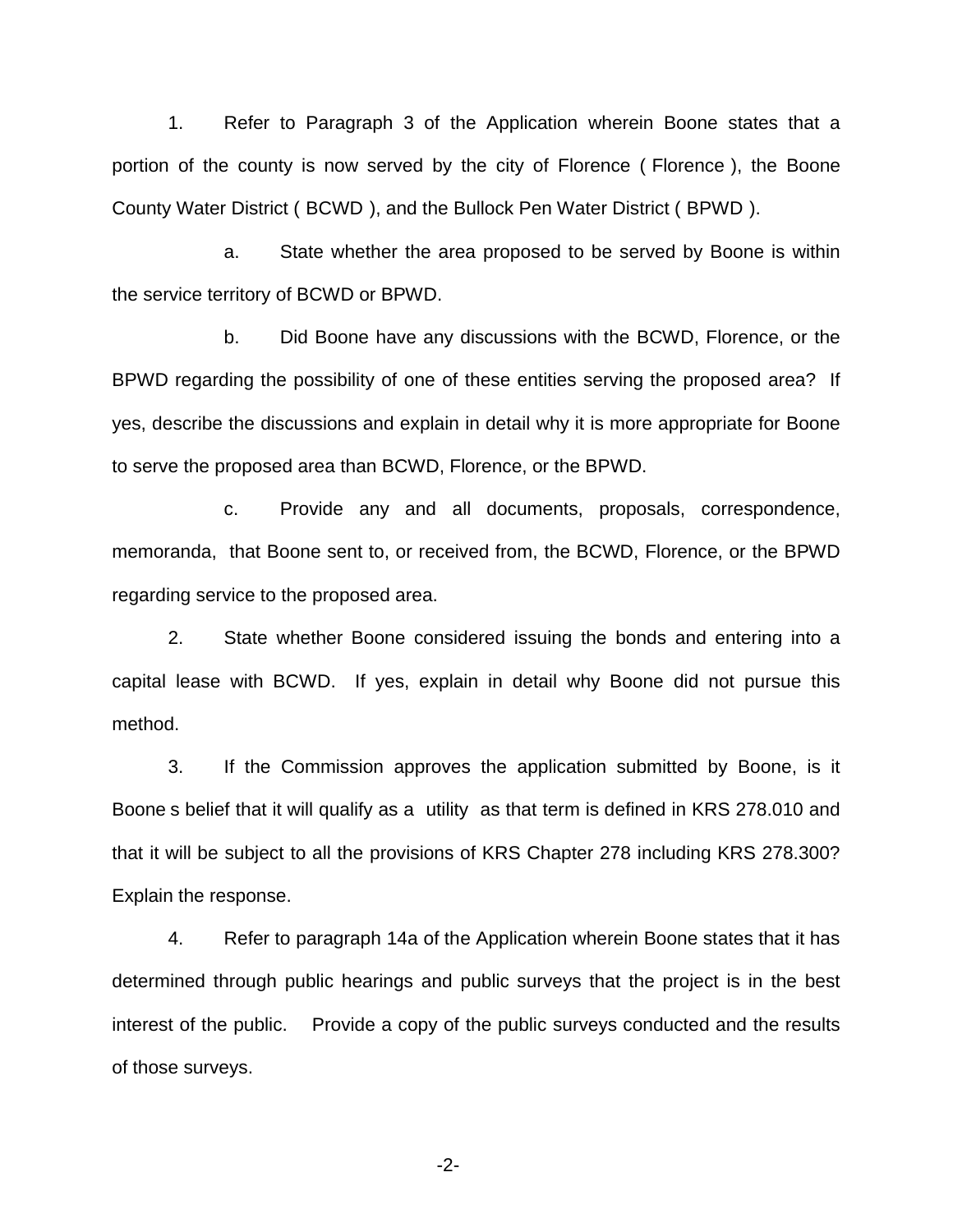1. Refer to Paragraph 3 of the Application wherein Boone states that a portion of the county is now served by the city of Florence ( Florence ), the Boone County Water District ( BCWD ), and the Bullock Pen Water District ( BPWD ).

   a. State whether the area proposed to be served by Boone is within the service territory of BCWD or BPWD.

   b. Did Boone have any discussions with the BCWD, Florence, or the BPWD regarding the possibility of one of these entities serving the proposed area? If yes, describe the discussions and explain in detail why it is more appropriate for Boone to serve the proposed area than BCWD, Florence, or the BPWD.

   c. Provide any and all documents, proposals, correspondence, memoranda, that Boone sent to, or received from, the BCWD, Florence, or the BPWD regarding service to the proposed area.

2. State whether Boone considered issuing the bonds and entering into a capital lease with BCWD. If yes, explain in detail why Boone did not pursue this method.

3. If the Commission approves the application submitted by Boone, is it Boone s belief that it will qualify as a utility as that term is defined in KRS 278.010 and that it will be subject to all the provisions of KRS Chapter 278 including KRS 278.300? Explain the response.

4. Refer to paragraph 14a of the Application wherein Boone states that it has determined through public hearings and public surveys that the project is in the best interest of the public. Provide a copy of the public surveys conducted and the results of those surveys.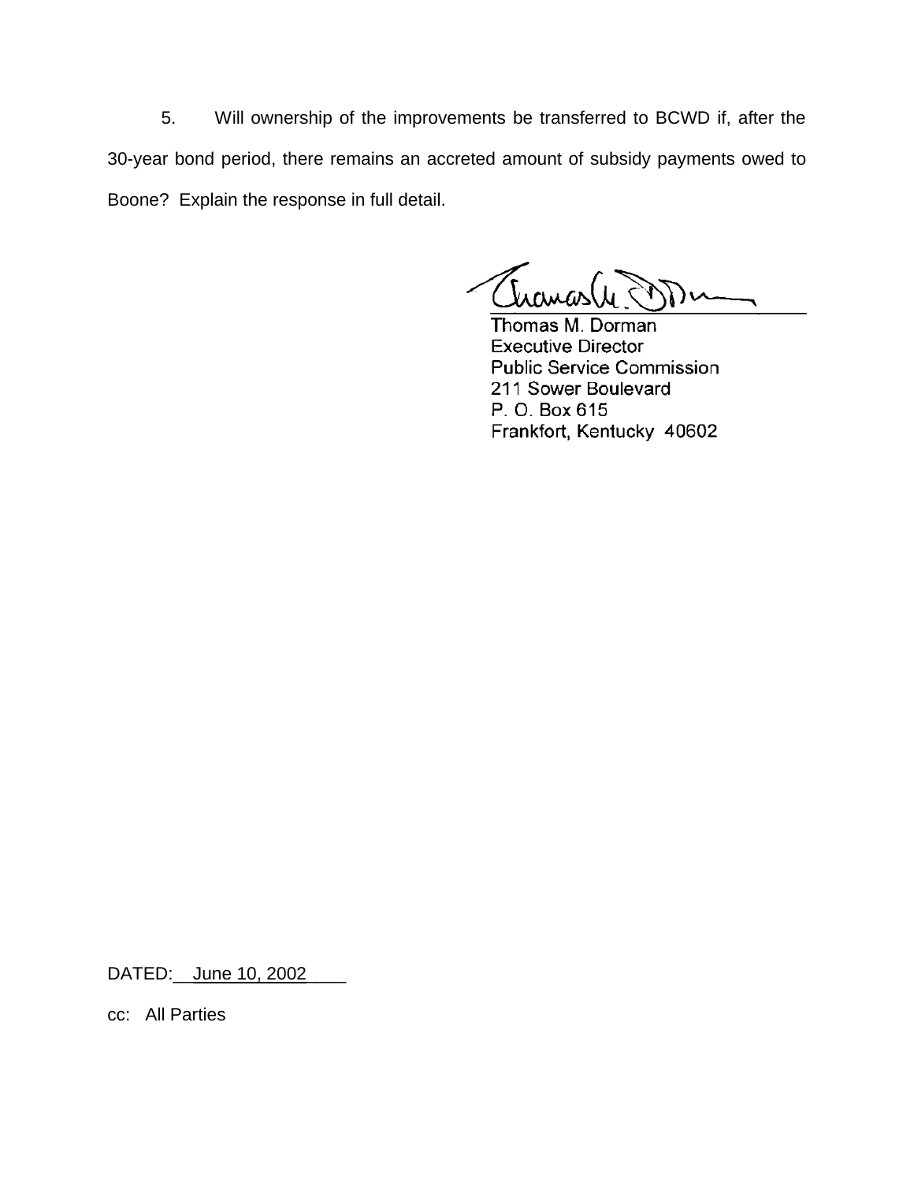5. Will ownership of the improvements be transferred to BCWD if, after the 30-year bond period, there remains an accreted amount of subsidy payments owed to Boone? Explain the response in full detail.

Thomas M. Dorman
Executive Director
Public Service Commission
211 Sower Boulevard
P. O. Box 615
Frankfort, Kentucky 40602

DATED: June 10, 2002

cc: All Parties